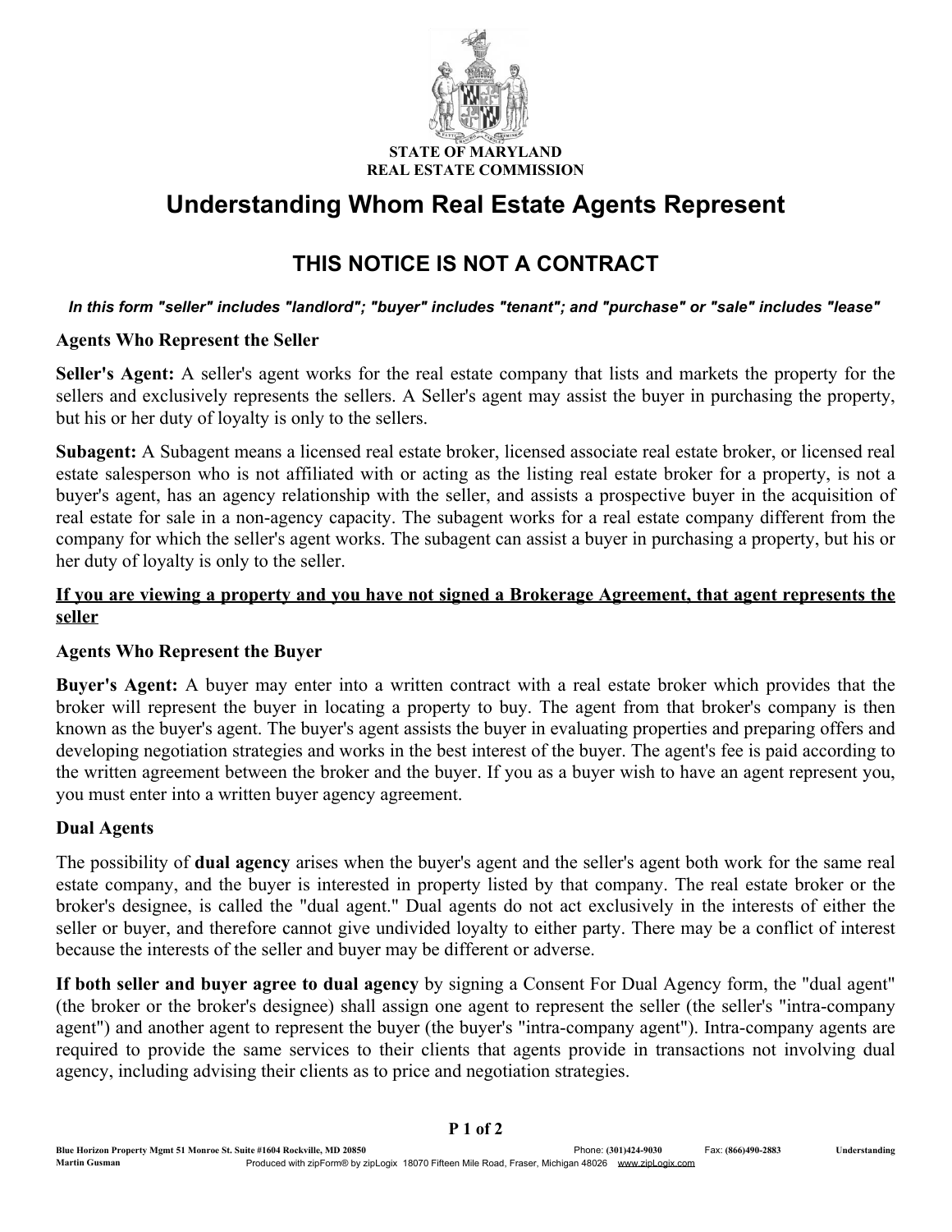STATE OF MARYLAND
REAL ESTATE COMMISSION

# Understanding Whom Real Estate Agents Represent

## THIS NOTICE IS NOT A CONTRACT

***In this form "seller" includes "landlord"; "buyer" includes "tenant"; and "purchase" or "sale" includes "lease"***

### Agents Who Represent the Seller

**Seller's Agent:** A seller's agent works for the real estate company that lists and markets the property for the sellers and exclusively represents the sellers. A Seller's agent may assist the buyer in purchasing the property, but his or her duty of loyalty is only to the sellers.

**Subagent:** A Subagent means a licensed real estate broker, licensed associate real estate broker, or licensed real estate salesperson who is not affiliated with or acting as the listing real estate broker for a property, is not a buyer's agent, has an agency relationship with the seller, and assists a prospective buyer in the acquisition of real estate for sale in a non-agency capacity. The subagent works for a real estate company different from the company for which the seller's agent works. The subagent can assist a buyer in purchasing a property, but his or her duty of loyalty is only to the seller.

**If you are viewing a property and you have not signed a Brokerage Agreement, that agent represents the seller**

### Agents Who Represent the Buyer

**Buyer's Agent:** A buyer may enter into a written contract with a real estate broker which provides that the broker will represent the buyer in locating a property to buy. The agent from that broker's company is then known as the buyer's agent. The buyer's agent assists the buyer in evaluating properties and preparing offers and developing negotiation strategies and works in the best interest of the buyer. The agent's fee is paid according to the written agreement between the broker and the buyer. If you as a buyer wish to have an agent represent you, you must enter into a written buyer agency agreement.

### Dual Agents

The possibility of **dual agency** arises when the buyer's agent and the seller's agent both work for the same real estate company, and the buyer is interested in property listed by that company. The real estate broker or the broker's designee, is called the "dual agent." Dual agents do not act exclusively in the interests of either the seller or buyer, and therefore cannot give undivided loyalty to either party. There may be a conflict of interest because the interests of the seller and buyer may be different or adverse.

**If both seller and buyer agree to dual agency** by signing a Consent For Dual Agency form, the "dual agent" (the broker or the broker's designee) shall assign one agent to represent the seller (the seller's "intra-company agent") and another agent to represent the buyer (the buyer's "intra-company agent"). Intra-company agents are required to provide the same services to their clients that agents provide in transactions not involving dual agency, including advising their clients as to price and negotiation strategies.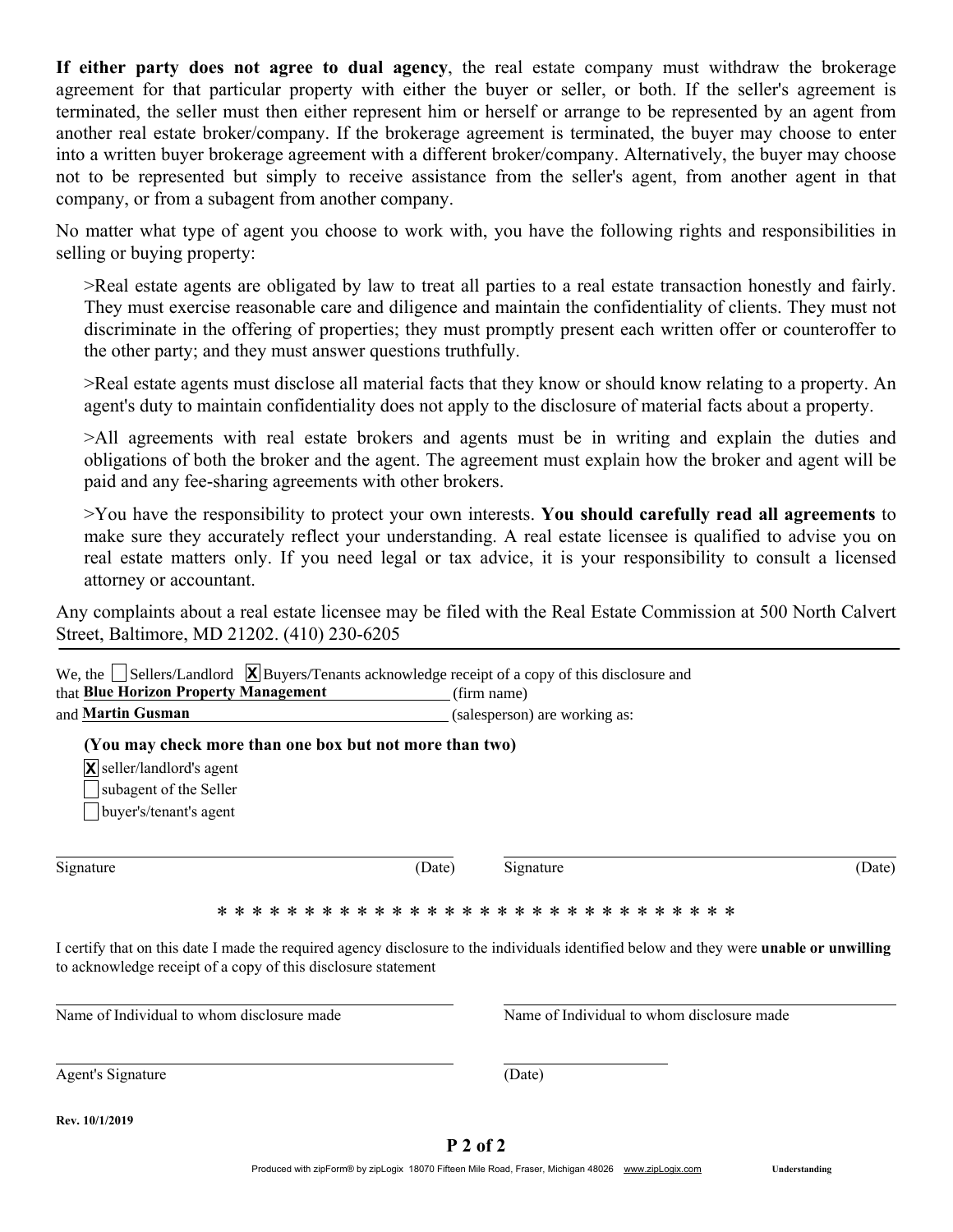**If either party does not agree to dual agency**, the real estate company must withdraw the brokerage agreement for that particular property with either the buyer or seller, or both. If the seller's agreement is terminated, the seller must then either represent him or herself or arrange to be represented by an agent from another real estate broker/company. If the brokerage agreement is terminated, the buyer may choose to enter into a written buyer brokerage agreement with a different broker/company. Alternatively, the buyer may choose not to be represented but simply to receive assistance from the seller's agent, from another agent in that company, or from a subagent from another company.

No matter what type of agent you choose to work with, you have the following rights and responsibilities in selling or buying property:

>Real estate agents are obligated by law to treat all parties to a real estate transaction honestly and fairly. They must exercise reasonable care and diligence and maintain the confidentiality of clients. They must not discriminate in the offering of properties; they must promptly present each written offer or counteroffer to the other party; and they must answer questions truthfully.

>Real estate agents must disclose all material facts that they know or should know relating to a property. An agent's duty to maintain confidentiality does not apply to the disclosure of material facts about a property.

>All agreements with real estate brokers and agents must be in writing and explain the duties and obligations of both the broker and the agent. The agreement must explain how the broker and agent will be paid and any fee-sharing agreements with other brokers.

>You have the responsibility to protect your own interests. **You should carefully read all agreements** to make sure they accurately reflect your understanding. A real estate licensee is qualified to advise you on real estate matters only. If you need legal or tax advice, it is your responsibility to consult a licensed attorney or accountant.

Any complaints about a real estate licensee may be filed with the Real Estate Commission at 500 North Calvert Street, Baltimore, MD 21202. (410) 230-6205

---

We, the ☐ Sellers/Landlord ☒ Buyers/Tenants acknowledge receipt of a copy of this disclosure and that **Blue Horizon Property Management** (firm name) and **Martin Gusman** (salesperson) are working as:

**(You may check more than one box but not more than two)**

☒ seller/landlord's agent

☐ subagent of the Seller

☐ buyer's/tenant's agent

______________________________ (Date) ______________________________ (Date)

Signature Signature

\* \* \* \* \* \* \* \* \* \* \* \* \* \* \* \* \* \* \* \* \* \* \* \* \* \* \* \* \* \* \* \*

I certify that on this date I made the required agency disclosure to the individuals identified below and they were **unable or unwilling** to acknowledge receipt of a copy of this disclosure statement

______________________________ ______________________________

Name of Individual to whom disclosure made Name of Individual to whom disclosure made

______________________________ ______________________________

Agent's Signature (Date)

**Rev. 10/1/2019**

Produced with zipForm® by zipLogix 18070 Fifteen Mile Road, Fraser, Michigan 48026 www.zipLogix.com Understanding